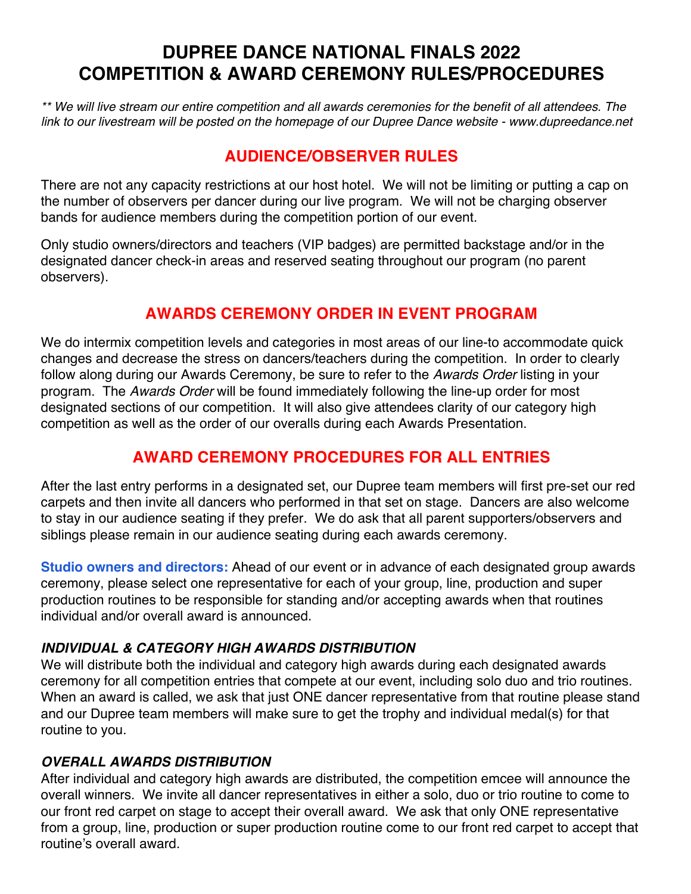# DUPREE DANCE NATIONAL FINALS 2022
# COMPETITION & AWARD CEREMONY RULES/PROCEDURES

*** We will live stream our entire competition and all awards ceremonies for the benefit of all attendees. The link to our livestream will be posted on the homepage of our Dupree Dance website - www.dupreedance.net*

## AUDIENCE/OBSERVER RULES

There are not any capacity restrictions at our host hotel. We will not be limiting or putting a cap on the number of observers per dancer during our live program. We will not be charging observer bands for audience members during the competition portion of our event.

Only studio owners/directors and teachers (VIP badges) are permitted backstage and/or in the designated dancer check-in areas and reserved seating throughout our program (no parent observers).

## AWARDS CEREMONY ORDER IN EVENT PROGRAM

We do intermix competition levels and categories in most areas of our line-to accommodate quick changes and decrease the stress on dancers/teachers during the competition. In order to clearly follow along during our Awards Ceremony, be sure to refer to the *Awards Order* listing in your program. The *Awards Order* will be found immediately following the line-up order for most designated sections of our competition. It will also give attendees clarity of our category high competition as well as the order of our overalls during each Awards Presentation.

## AWARD CEREMONY PROCEDURES FOR ALL ENTRIES

After the last entry performs in a designated set, our Dupree team members will first pre-set our red carpets and then invite all dancers who performed in that set on stage. Dancers are also welcome to stay in our audience seating if they prefer. We do ask that all parent supporters/observers and siblings please remain in our audience seating during each awards ceremony.

**Studio owners and directors:** Ahead of our event or in advance of each designated group awards ceremony, please select one representative for each of your group, line, production and super production routines to be responsible for standing and/or accepting awards when that routines individual and/or overall award is announced.

### *INDIVIDUAL & CATEGORY HIGH AWARDS DISTRIBUTION*

We will distribute both the individual and category high awards during each designated awards ceremony for all competition entries that compete at our event, including solo duo and trio routines. When an award is called, we ask that just ONE dancer representative from that routine please stand and our Dupree team members will make sure to get the trophy and individual medal(s) for that routine to you.

### *OVERALL AWARDS DISTRIBUTION*

After individual and category high awards are distributed, the competition emcee will announce the overall winners. We invite all dancer representatives in either a solo, duo or trio routine to come to our front red carpet on stage to accept their overall award. We ask that only ONE representative from a group, line, production or super production routine come to our front red carpet to accept that routine's overall award.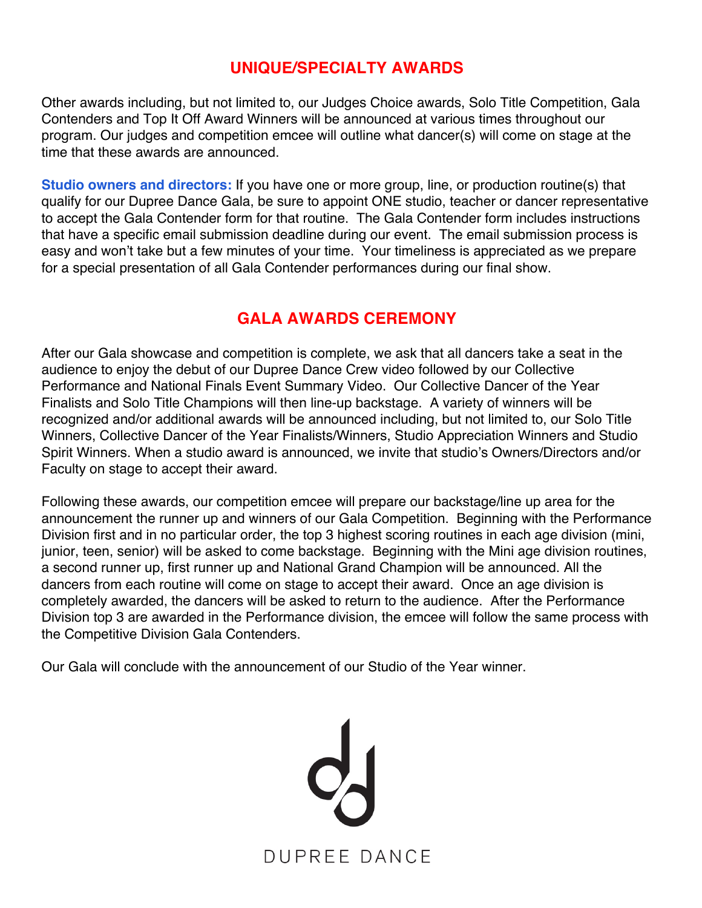## UNIQUE/SPECIALTY AWARDS

Other awards including, but not limited to, our Judges Choice awards, Solo Title Competition, Gala Contenders and Top It Off Award Winners will be announced at various times throughout our program. Our judges and competition emcee will outline what dancer(s) will come on stage at the time that these awards are announced.

**Studio owners and directors:** If you have one or more group, line, or production routine(s) that qualify for our Dupree Dance Gala, be sure to appoint ONE studio, teacher or dancer representative to accept the Gala Contender form for that routine. The Gala Contender form includes instructions that have a specific email submission deadline during our event. The email submission process is easy and won't take but a few minutes of your time. Your timeliness is appreciated as we prepare for a special presentation of all Gala Contender performances during our final show.

## GALA AWARDS CEREMONY

After our Gala showcase and competition is complete, we ask that all dancers take a seat in the audience to enjoy the debut of our Dupree Dance Crew video followed by our Collective Performance and National Finals Event Summary Video. Our Collective Dancer of the Year Finalists and Solo Title Champions will then line-up backstage. A variety of winners will be recognized and/or additional awards will be announced including, but not limited to, our Solo Title Winners, Collective Dancer of the Year Finalists/Winners, Studio Appreciation Winners and Studio Spirit Winners. When a studio award is announced, we invite that studio's Owners/Directors and/or Faculty on stage to accept their award.

Following these awards, our competition emcee will prepare our backstage/line up area for the announcement the runner up and winners of our Gala Competition. Beginning with the Performance Division first and in no particular order, the top 3 highest scoring routines in each age division (mini, junior, teen, senior) will be asked to come backstage. Beginning with the Mini age division routines, a second runner up, first runner up and National Grand Champion will be announced. All the dancers from each routine will come on stage to accept their award. Once an age division is completely awarded, the dancers will be asked to return to the audience. After the Performance Division top 3 are awarded in the Performance division, the emcee will follow the same process with the Competitive Division Gala Contenders.

Our Gala will conclude with the announcement of our Studio of the Year winner.

DUPREE DANCE